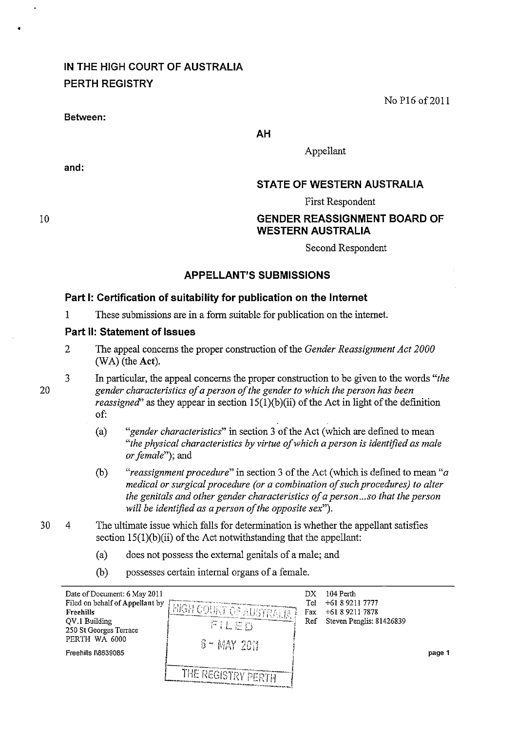**IN THE HIGH COURT OF AUSTRALIA**
**PERTH REGISTRY**

No P16 of 2011

**Between:**

**AH**

Appellant

**and:**

**STATE OF WESTERN AUSTRALIA**

First Respondent

**GENDER REASSIGNMENT BOARD OF WESTERN AUSTRALIA**

Second Respondent

## APPELLANT'S SUBMISSIONS

### Part I: Certification of suitability for publication on the Internet

1 These submissions are in a form suitable for publication on the internet.

### Part II: Statement of Issues

2 The appeal concerns the proper construction of the *Gender Reassignment Act 2000* (WA) (the **Act**).

3 In particular, the appeal concerns the proper construction to be given to the words "*the gender characteristics of a person of the gender to which the person has been reassigned*" as they appear in section 15(1)(b)(ii) of the Act in light of the definition of:

(a) "*gender characteristics*" in section 3 of the Act (which are defined to mean "*the physical characteristics by virtue of which a person is identified as male or female*"); and

(b) "*reassignment procedure*" in section 3 of the Act (which is defined to mean "*a medical or surgical procedure (or a combination of such procedures) to alter the genitals and other gender characteristics of a person...so that the person will be identified as a person of the opposite sex*").

4 The ultimate issue which falls for determination is whether the appellant satisfies section 15(1)(b)(ii) of the Act notwithstanding that the appellant:

(a) does not possess the external genitals of a male; and

(b) possesses certain internal organs of a female.

Date of Document: 6 May 2011
Filed on behalf of Appellant by
**Freehills**
QV.1 Building
250 St Georges Terrace
PERTH WA 6000

Freehills I\8639085

HIGH COURT OF AUSTRALIA
FILED
6 - MAY 2011
THE REGISTRY PERTH

DX 104 Perth
Tel +61 8 9211 7777
Fax +61 8 9211 7878
Ref Steven Penglis: 81426839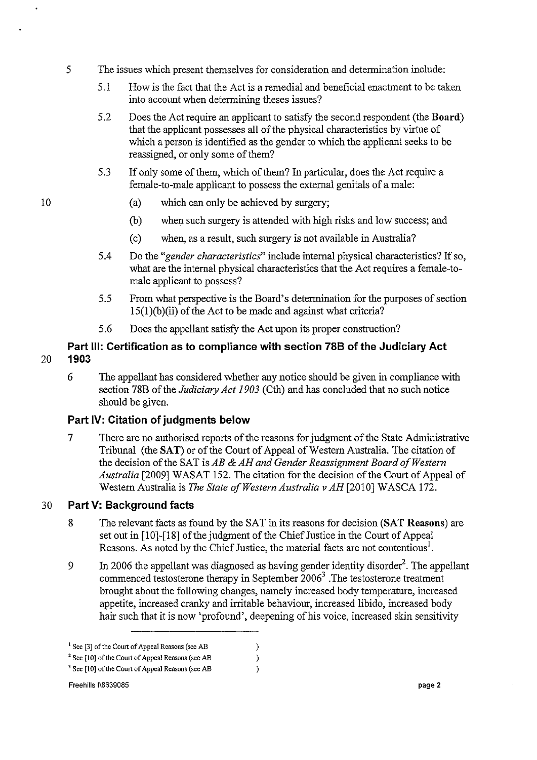5 The issues which present themselves for consideration and determination include:

5.1 How is the fact that the Act is a remedial and beneficial enactment to be taken into account when determining theses issues?

5.2 Does the Act require an applicant to satisfy the second respondent (the **Board**) that the applicant possesses all of the physical characteristics by virtue of which a person is identified as the gender to which the applicant seeks to be reassigned, or only some of them?

5.3 If only some of them, which of them? In particular, does the Act require a female-to-male applicant to possess the external genitals of a male:

(a) which can only be achieved by surgery;

(b) when such surgery is attended with high risks and low success; and

(c) when, as a result, such surgery is not available in Australia?

5.4 Do the *"gender characteristics"* include internal physical characteristics? If so, what are the internal physical characteristics that the Act requires a female-to-male applicant to possess?

5.5 From what perspective is the Board's determination for the purposes of section 15(1)(b)(ii) of the Act to be made and against what criteria?

5.6 Does the appellant satisfy the Act upon its proper construction?

## Part III: Certification as to compliance with section 78B of the Judiciary Act 1903

6 The appellant has considered whether any notice should be given in compliance with section 78B of the *Judiciary Act 1903* (Cth) and has concluded that no such notice should be given.

## Part IV: Citation of judgments below

7 There are no authorised reports of the reasons for judgment of the State Administrative Tribunal (the **SAT**) or of the Court of Appeal of Western Australia. The citation of the decision of the SAT is *AB & AH and Gender Reassignment Board of Western Australia* [2009] WASAT 152. The citation for the decision of the Court of Appeal of Western Australia is *The State of Western Australia v AH* [2010] WASCA 172.

## Part V: Background facts

8 The relevant facts as found by the SAT in its reasons for decision (**SAT Reasons**) are set out in [10]-[18] of the judgment of the Chief Justice in the Court of Appeal Reasons. As noted by the Chief Justice, the material facts are not contentious[1].

9 In 2006 the appellant was diagnosed as having gender identity disorder[2]. The appellant commenced testosterone therapy in September 2006[3] .The testosterone treatment brought about the following changes, namely increased body temperature, increased appetite, increased cranky and irritable behaviour, increased libido, increased body hair such that it is now 'profound', deepening of his voice, increased skin sensitivity

[1] See [3] of the Court of Appeal Reasons (see AB )

[2] See [10] of the Court of Appeal Reasons (see AB )

[3] See [10] of the Court of Appeal Reasons (see AB )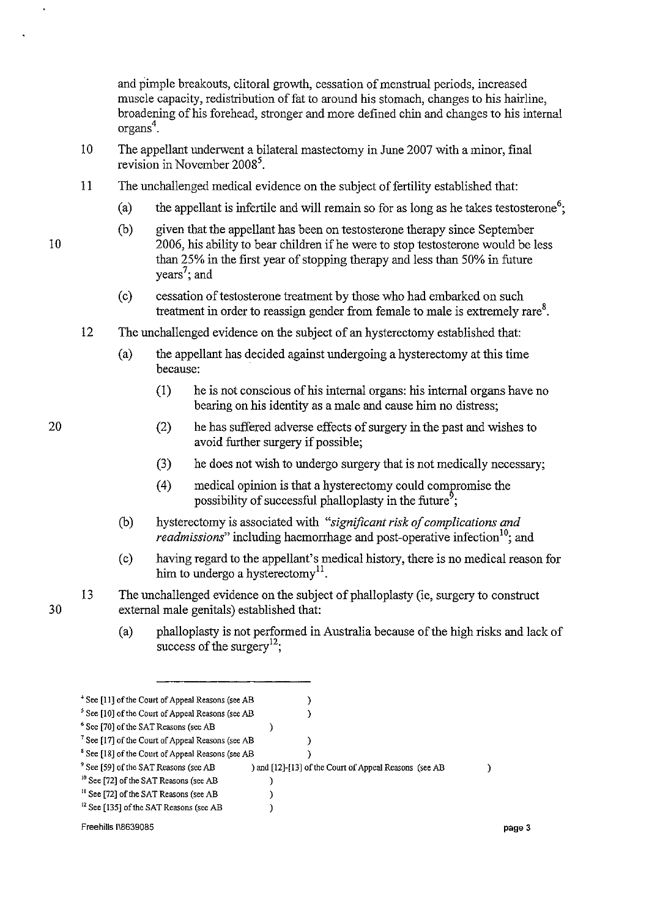and pimple breakouts, clitoral growth, cessation of menstrual periods, increased muscle capacity, redistribution of fat to around his stomach, changes to his hairline, broadening of his forehead, stronger and more defined chin and changes to his internal organs[4].

10 The appellant underwent a bilateral mastectomy in June 2007 with a minor, final revision in November 2008[5].

11 The unchallenged medical evidence on the subject of fertility established that:

(a) the appellant is infertile and will remain so for as long as he takes testosterone[6];

(b) given that the appellant has been on testosterone therapy since September 2006, his ability to bear children if he were to stop testosterone would be less than 25% in the first year of stopping therapy and less than 50% in future years[7]; and

(c) cessation of testosterone treatment by those who had embarked on such treatment in order to reassign gender from female to male is extremely rare[8].

12 The unchallenged evidence on the subject of an hysterectomy established that:

(a) the appellant has decided against undergoing a hysterectomy at this time because:

(1) he is not conscious of his internal organs: his internal organs have no bearing on his identity as a male and cause him no distress;

(2) he has suffered adverse effects of surgery in the past and wishes to avoid further surgery if possible;

(3) he does not wish to undergo surgery that is not medically necessary;

(4) medical opinion is that a hysterectomy could compromise the possibility of successful phalloplasty in the future[9];

(b) hysterectomy is associated with *"significant risk of complications and readmissions"* including haemorrhage and post-operative infection[10]; and

(c) having regard to the appellant's medical history, there is no medical reason for him to undergo a hysterectomy[11].

13 The unchallenged evidence on the subject of phalloplasty (ie, surgery to construct external male genitals) established that:

(a) phalloplasty is not performed in Australia because of the high risks and lack of success of the surgery[12];

---

[4] See [11] of the Court of Appeal Reasons (see AB )
[5] See [10] of the Court of Appeal Reasons (see AB )
[6] See [70] of the SAT Reasons (see AB )
[7] See [17] of the Court of Appeal Reasons (see AB )
[8] See [18] of the Court of Appeal Reasons (see AB )
[9] See [59] of the SAT Reasons (see AB ) and [12]-[13] of the Court of Appeal Reasons (see AB )
[10] See [72] of the SAT Reasons (see AB )
[11] See [72] of the SAT Reasons (see AB )
[12] See [135] of the SAT Reasons (see AB )

Freehills I\8639085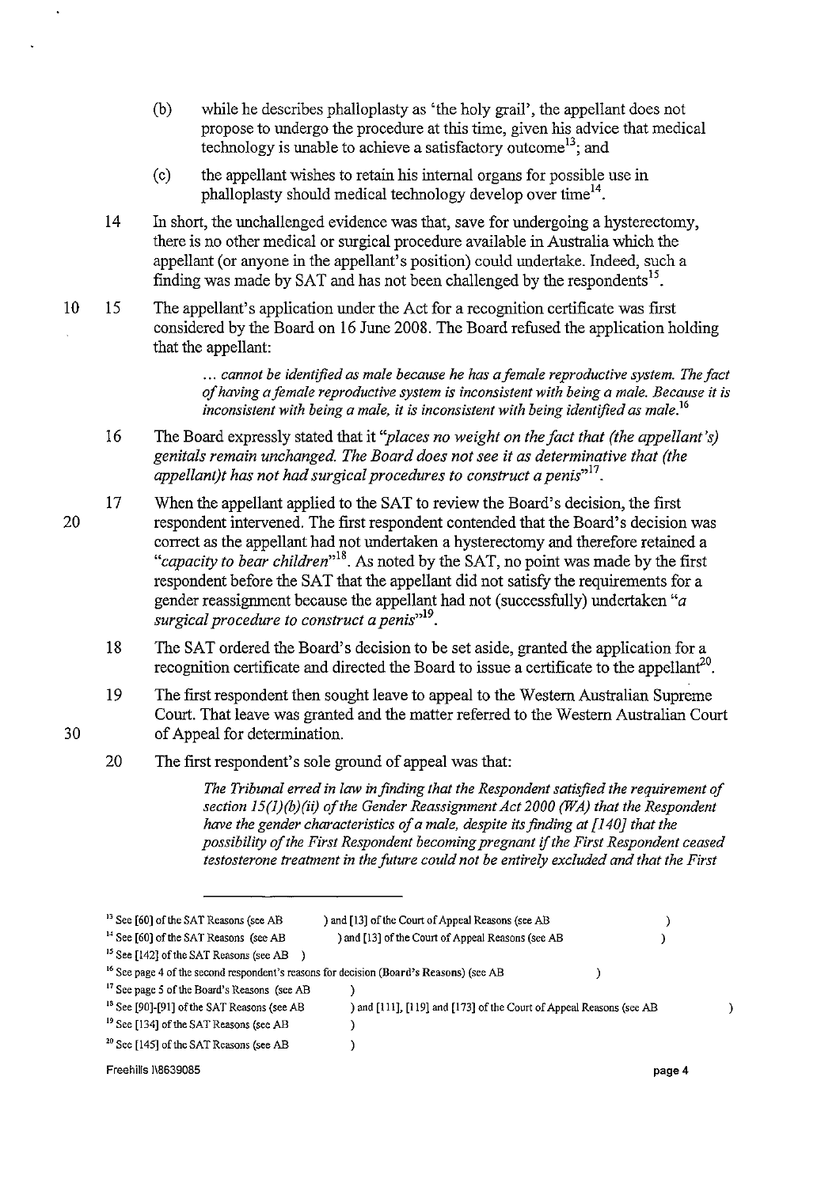(b) while he describes phalloplasty as 'the holy grail', the appellant does not propose to undergo the procedure at this time, given his advice that medical technology is unable to achieve a satisfactory outcome[13]; and

(c) the appellant wishes to retain his internal organs for possible use in phalloplasty should medical technology develop over time[14].

14 In short, the unchallenged evidence was that, save for undergoing a hysterectomy, there is no other medical or surgical procedure available in Australia which the appellant (or anyone in the appellant's position) could undertake. Indeed, such a finding was made by SAT and has not been challenged by the respondents[15].

15 The appellant's application under the Act for a recognition certificate was first considered by the Board on 16 June 2008. The Board refused the application holding that the appellant:

> *... cannot be identified as male because he has a female reproductive system. The fact of having a female reproductive system is inconsistent with being a male. Because it is inconsistent with being a male, it is inconsistent with being identified as male.*[16]

16 The Board expressly stated that it *"places no weight on the fact that (the appellant's) genitals remain unchanged. The Board does not see it as determinative that (the appellant)t has not had surgical procedures to construct a penis"*[17].

17 When the appellant applied to the SAT to review the Board's decision, the first respondent intervened. The first respondent contended that the Board's decision was correct as the appellant had not undertaken a hysterectomy and therefore retained a *"capacity to bear children"*[18]. As noted by the SAT, no point was made by the first respondent before the SAT that the appellant did not satisfy the requirements for a gender reassignment because the appellant had not (successfully) undertaken *"a surgical procedure to construct a penis"*[19].

18 The SAT ordered the Board's decision to be set aside, granted the application for a recognition certificate and directed the Board to issue a certificate to the appellant[20].

19 The first respondent then sought leave to appeal to the Western Australian Supreme Court. That leave was granted and the matter referred to the Western Australian Court of Appeal for determination.

20 The first respondent's sole ground of appeal was that:

> *The Tribunal erred in law in finding that the Respondent satisfied the requirement of section 15(1)(b)(ii) of the Gender Reassignment Act 2000 (WA) that the Respondent have the gender characteristics of a male, despite its finding at [140] that the possibility of the First Respondent becoming pregnant if the First Respondent ceased testosterone treatment in the future could not be entirely excluded and that the First*

---

[13] See [60] of the SAT Reasons (see AB ) and [13] of the Court of Appeal Reasons (see AB )

[14] See [60] of the SAT Reasons (see AB ) and [13] of the Court of Appeal Reasons (see AB )

[15] See [142] of the SAT Reasons (see AB )

[16] See page 4 of the second respondent's reasons for decision (Board's Reasons) (see AB )

[17] See page 5 of the Board's Reasons (see AB )

[18] See [90]-[91] of the SAT Reasons (see AB ) and [111], [119] and [173] of the Court of Appeal Reasons (see AB )

[19] See [134] of the SAT Reasons (see AB )

[20] See [145] of the SAT Reasons (see AB )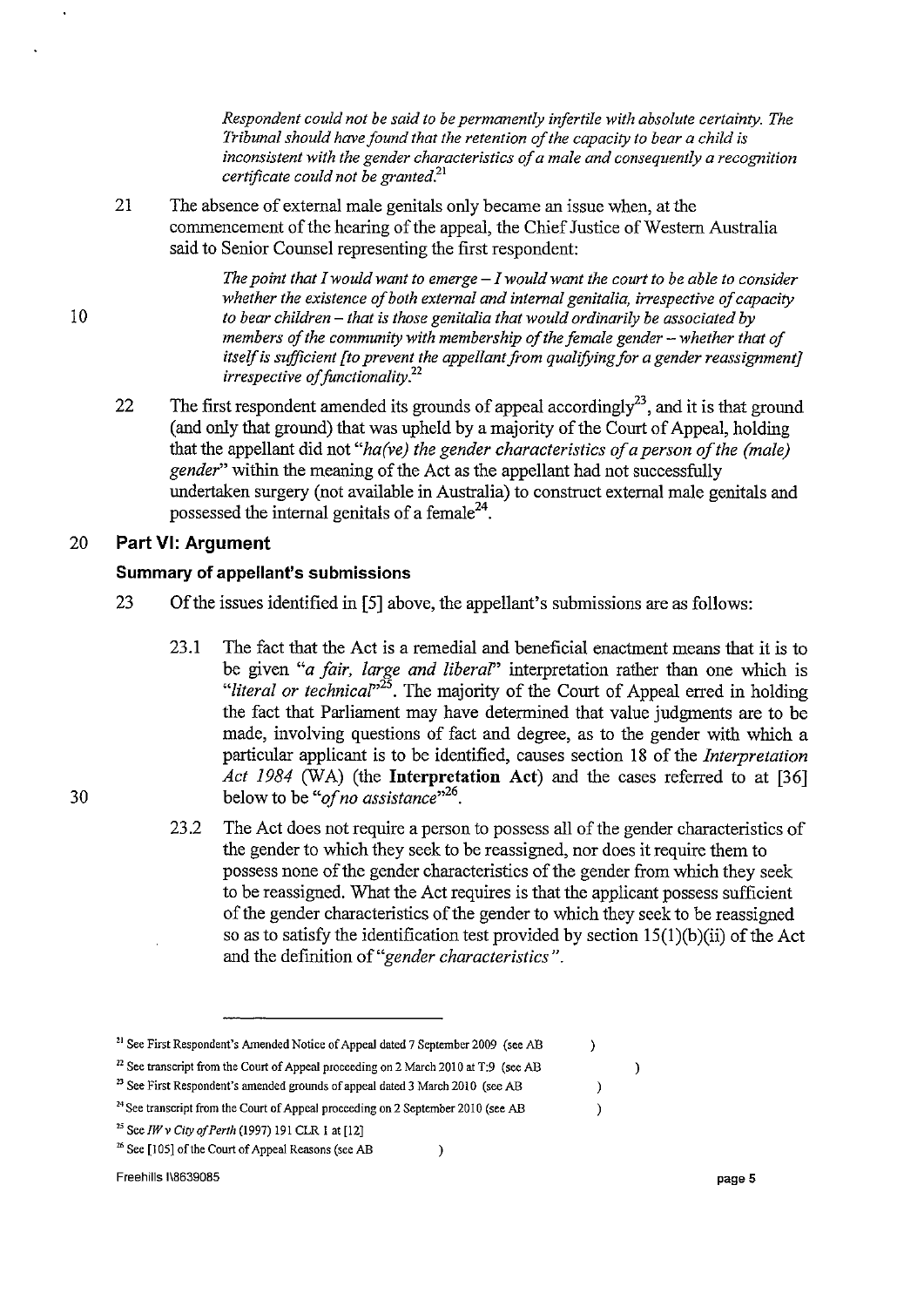*Respondent could not be said to be permanently infertile with absolute certainty. The Tribunal should have found that the retention of the capacity to bear a child is inconsistent with the gender characteristics of a male and consequently a recognition certificate could not be granted.*[21]

21 The absence of external male genitals only became an issue when, at the commencement of the hearing of the appeal, the Chief Justice of Western Australia said to Senior Counsel representing the first respondent:

> *The point that I would want to emerge – I would want the court to be able to consider whether the existence of both external and internal genitalia, irrespective of capacity to bear children – that is those genitalia that would ordinarily be associated by members of the community with membership of the female gender – whether that of itself is sufficient [to prevent the appellant from qualifying for a gender reassignment] irrespective of functionality.*[22]

22 The first respondent amended its grounds of appeal accordingly[23], and it is that ground (and only that ground) that was upheld by a majority of the Court of Appeal, holding that the appellant did not "*ha(ve) the gender characteristics of a person of the (male) gender*" within the meaning of the Act as the appellant had not successfully undertaken surgery (not available in Australia) to construct external male genitals and possessed the internal genitals of a female[24].

## Part VI: Argument

### Summary of appellant's submissions

23 Of the issues identified in [5] above, the appellant's submissions are as follows:

23.1 The fact that the Act is a remedial and beneficial enactment means that it is to be given "*a fair, large and liberal*" interpretation rather than one which is "*literal or technical*"[25]. The majority of the Court of Appeal erred in holding the fact that Parliament may have determined that value judgments are to be made, involving questions of fact and degree, as to the gender with which a particular applicant is to be identified, causes section 18 of the *Interpretation Act 1984* (WA) (the **Interpretation Act**) and the cases referred to at [36] below to be "*of no assistance*"[26].

23.2 The Act does not require a person to possess all of the gender characteristics of the gender to which they seek to be reassigned, nor does it require them to possess none of the gender characteristics of the gender from which they seek to be reassigned. What the Act requires is that the applicant possess sufficient of the gender characteristics of the gender to which they seek to be reassigned so as to satisfy the identification test provided by section 15(1)(b)(ii) of the Act and the definition of "*gender characteristics*".

---

[21] See First Respondent's Amended Notice of Appeal dated 7 September 2009 (see AB )

[22] See transcript from the Court of Appeal proceeding on 2 March 2010 at T:9 (see AB )

[23] See First Respondent's amended grounds of appeal dated 3 March 2010 (see AB )

[24] See transcript from the Court of Appeal proceeding on 2 September 2010 (see AB )

[25] See *IW v City of Perth* (1997) 191 CLR 1 at [12]

[26] See [105] of the Court of Appeal Reasons (see AB )

Freehills I\8639085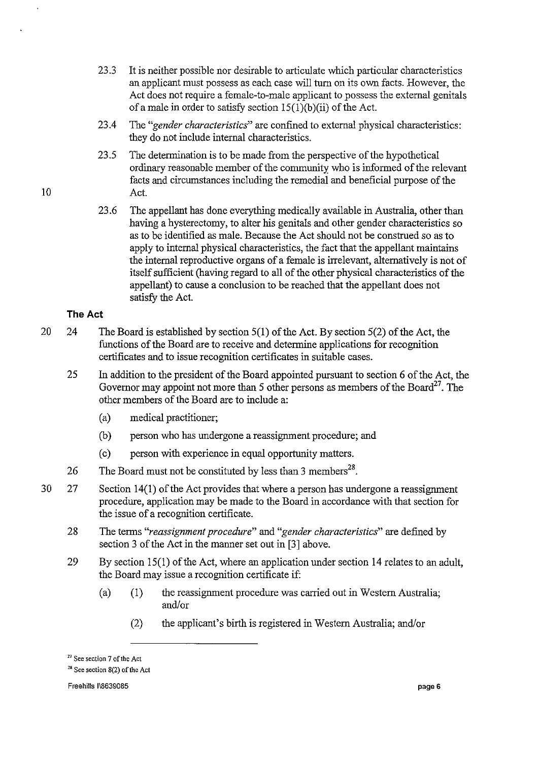23.3 It is neither possible nor desirable to articulate which particular characteristics an applicant must possess as each case will turn on its own facts. However, the Act does not require a female-to-male applicant to possess the external genitals of a male in order to satisfy section 15(1)(b)(ii) of the Act.

23.4 The *"gender characteristics"* are confined to external physical characteristics: they do not include internal characteristics.

23.5 The determination is to be made from the perspective of the hypothetical ordinary reasonable member of the community who is informed of the relevant facts and circumstances including the remedial and beneficial purpose of the Act.

23.6 The appellant has done everything medically available in Australia, other than having a hysterectomy, to alter his genitals and other gender characteristics so as to be identified as male. Because the Act should not be construed so as to apply to internal physical characteristics, the fact that the appellant maintains the internal reproductive organs of a female is irrelevant, alternatively is not of itself sufficient (having regard to all of the other physical characteristics of the appellant) to cause a conclusion to be reached that the appellant does not satisfy the Act.

### The Act

24 The Board is established by section 5(1) of the Act. By section 5(2) of the Act, the functions of the Board are to receive and determine applications for recognition certificates and to issue recognition certificates in suitable cases.

25 In addition to the president of the Board appointed pursuant to section 6 of the Act, the Governor may appoint not more than 5 other persons as members of the Board[27]. The other members of the Board are to include a:

(a) medical practitioner;

(b) person who has undergone a reassignment procedure; and

(c) person with experience in equal opportunity matters.

26 The Board must not be constituted by less than 3 members[28].

27 Section 14(1) of the Act provides that where a person has undergone a reassignment procedure, application may be made to the Board in accordance with that section for the issue of a recognition certificate.

28 The terms *"reassignment procedure"* and *"gender characteristics"* are defined by section 3 of the Act in the manner set out in [3] above.

29 By section 15(1) of the Act, where an application under section 14 relates to an adult, the Board may issue a recognition certificate if:

(a) (1) the reassignment procedure was carried out in Western Australia; and/or

(2) the applicant's birth is registered in Western Australia; and/or

---

[27] See section 7 of the Act

[28] See section 8(2) of the Act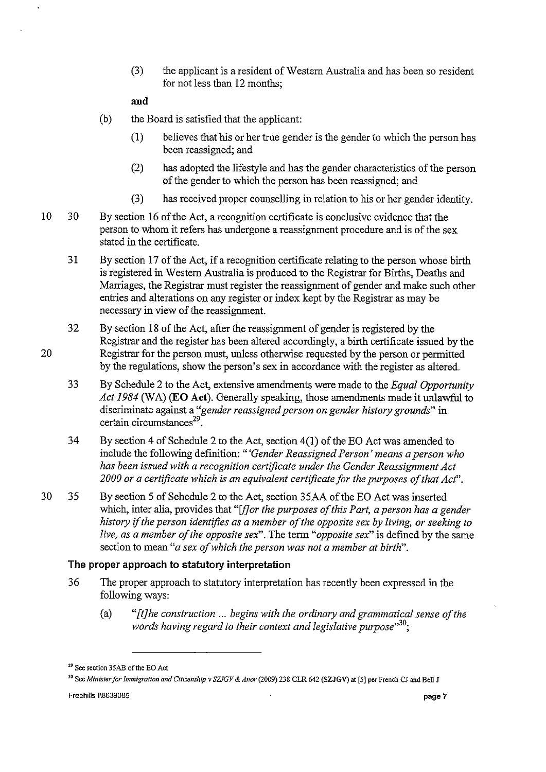(3) the applicant is a resident of Western Australia and has been so resident for not less than 12 months;

**and**

(b) the Board is satisfied that the applicant:

(1) believes that his or her true gender is the gender to which the person has been reassigned; and

(2) has adopted the lifestyle and has the gender characteristics of the person of the gender to which the person has been reassigned; and

(3) has received proper counselling in relation to his or her gender identity.

30 By section 16 of the Act, a recognition certificate is conclusive evidence that the person to whom it refers has undergone a reassignment procedure and is of the sex stated in the certificate.

31 By section 17 of the Act, if a recognition certificate relating to the person whose birth is registered in Western Australia is produced to the Registrar for Births, Deaths and Marriages, the Registrar must register the reassignment of gender and make such other entries and alterations on any register or index kept by the Registrar as may be necessary in view of the reassignment.

32 By section 18 of the Act, after the reassignment of gender is registered by the Registrar and the register has been altered accordingly, a birth certificate issued by the Registrar for the person must, unless otherwise requested by the person or permitted by the regulations, show the person's sex in accordance with the register as altered.

33 By Schedule 2 to the Act, extensive amendments were made to the *Equal Opportunity Act 1984* (WA) (**EO Act**). Generally speaking, those amendments made it unlawful to discriminate against a "*gender reassigned person on gender history grounds*" in certain circumstances[29].

34 By section 4 of Schedule 2 to the Act, section 4(1) of the EO Act was amended to include the following definition: "*'Gender Reassigned Person' means a person who has been issued with a recognition certificate under the Gender Reassignment Act 2000 or a certificate which is an equivalent certificate for the purposes of that Act*".

35 By section 5 of Schedule 2 to the Act, section 35AA of the EO Act was inserted which, inter alia, provides that "*[f]or the purposes of this Part, a person has a gender history if the person identifies as a member of the opposite sex by living, or seeking to live, as a member of the opposite sex*". The term "*opposite sex*" is defined by the same section to mean "*a sex of which the person was not a member at birth*".

### The proper approach to statutory interpretation

36 The proper approach to statutory interpretation has recently been expressed in the following ways:

(a) "*[t]he construction ... begins with the ordinary and grammatical sense of the words having regard to their context and legislative purpose*"[30];

---

[29] See section 35AB of the EO Act

[30] See *Minister for Immigration and Citizenship v SZJGV & Anor* (2009) 238 CLR 642 (**SZJGV**) at [5] per French CJ and Bell J

Freehills I\8639085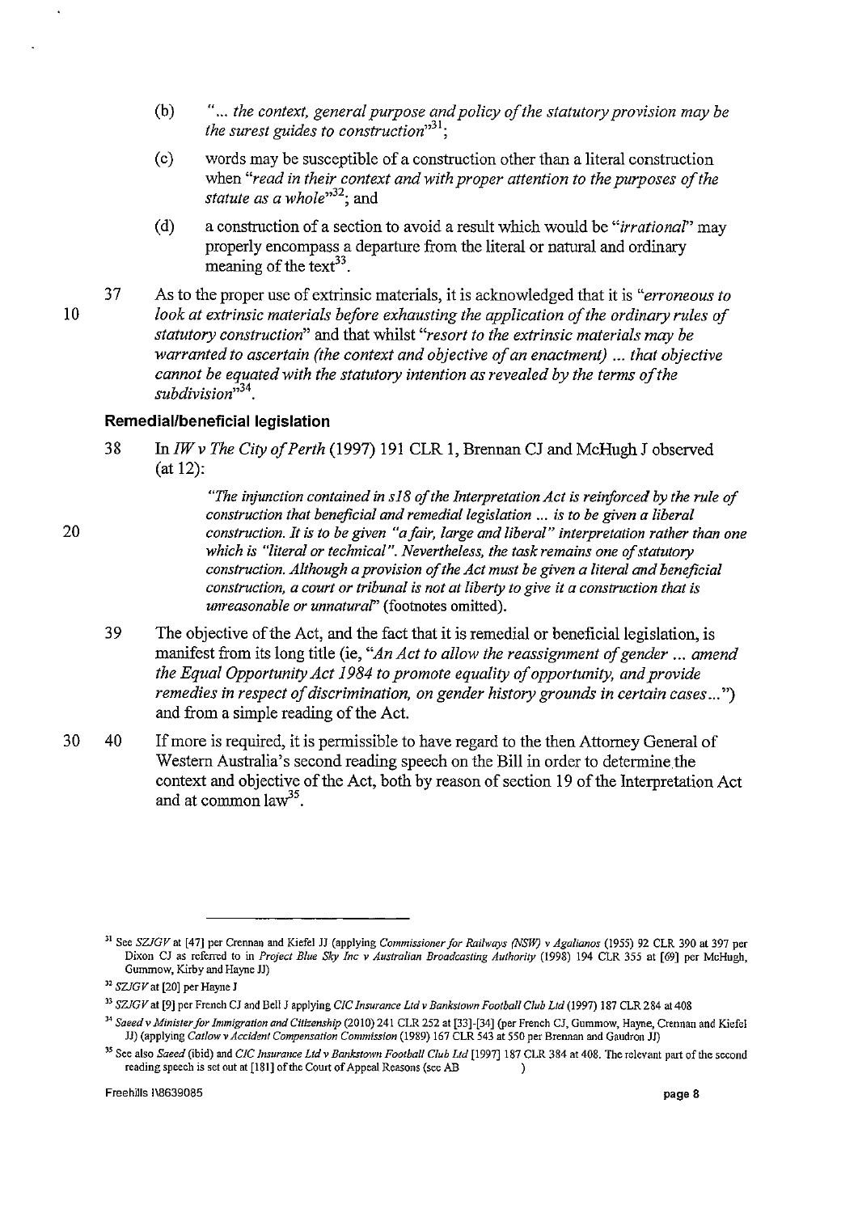(b) "... *the context, general purpose and policy of the statutory provision may be the surest guides to construction*"[31];

(c) words may be susceptible of a construction other than a literal construction when "*read in their context and with proper attention to the purposes of the statute as a whole*"[32]; and

(d) a construction of a section to avoid a result which would be "*irrational*" may properly encompass a departure from the literal or natural and ordinary meaning of the text[33].

37 As to the proper use of extrinsic materials, it is acknowledged that it is "*erroneous to look at extrinsic materials before exhausting the application of the ordinary rules of statutory construction*" and that whilst "*resort to the extrinsic materials may be warranted to ascertain (the context and objective of an enactment) ... that objective cannot be equated with the statutory intention as revealed by the terms of the subdivision*"[34].

### Remedial/beneficial legislation

38 In *IW v The City of Perth* (1997) 191 CLR 1, Brennan CJ and McHugh J observed (at 12):

> *"The injunction contained in s18 of the Interpretation Act is reinforced by the rule of construction that beneficial and remedial legislation ... is to be given a liberal construction. It is to be given "a fair, large and liberal" interpretation rather than one which is "literal or technical". Nevertheless, the task remains one of statutory construction. Although a provision of the Act must be given a literal and beneficial construction, a court or tribunal is not at liberty to give it a construction that is unreasonable or unnatural"* (footnotes omitted).

39 The objective of the Act, and the fact that it is remedial or beneficial legislation, is manifest from its long title (ie, "*An Act to allow the reassignment of gender ... amend the Equal Opportunity Act 1984 to promote equality of opportunity, and provide remedies in respect of discrimination, on gender history grounds in certain cases...*") and from a simple reading of the Act.

40 If more is required, it is permissible to have regard to the then Attorney General of Western Australia's second reading speech on the Bill in order to determine the context and objective of the Act, both by reason of section 19 of the Interpretation Act and at common law[35].

---

[31] See *SZJGV* at [47] per Crennan and Kiefel JJ (applying *Commissioner for Railways (NSW) v Agalianos* (1955) 92 CLR 390 at 397 per Dixon CJ as referred to in *Project Blue Sky Inc v Australian Broadcasting Authority* (1998) 194 CLR 355 at [69] per McHugh, Gummow, Kirby and Hayne JJ)

[32] *SZJGV* at [20] per Hayne J

[33] *SZJGV* at [9] per French CJ and Bell J applying *CIC Insurance Ltd v Bankstown Football Club Ltd* (1997) 187 CLR 284 at 408

[34] *Saeed v Minister for Immigration and Citizenship* (2010) 241 CLR 252 at [33]-[34] (per French CJ, Gummow, Hayne, Crennan and Kiefel JJ) (applying *Catlow v Accident Compensation Commission* (1989) 167 CLR 543 at 550 per Brennan and Gaudron JJ)

[35] See also *Saeed* (ibid) and *CIC Insurance Ltd v Bankstown Football Club Ltd* [1997] 187 CLR 384 at 408. The relevant part of the second reading speech is set out at [181] of the Court of Appeal Reasons (see AB )

Freehills I\8639085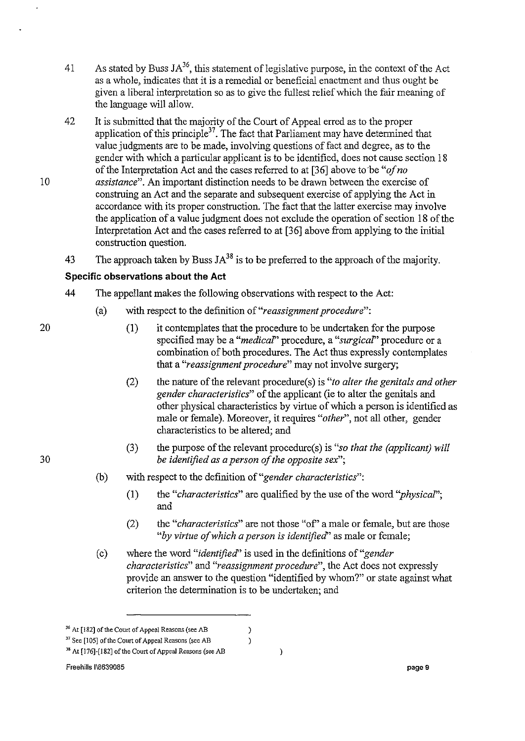41 As stated by Buss JA[36], this statement of legislative purpose, in the context of the Act as a whole, indicates that it is a remedial or beneficial enactment and thus ought be given a liberal interpretation so as to give the fullest relief which the fair meaning of the language will allow.

42 It is submitted that the majority of the Court of Appeal erred as to the proper application of this principle[37]. The fact that Parliament may have determined that value judgments are to be made, involving questions of fact and degree, as to the gender with which a particular applicant is to be identified, does not cause section 18 of the Interpretation Act and the cases referred to at [36] above to be *"of no assistance"*. An important distinction needs to be drawn between the exercise of construing an Act and the separate and subsequent exercise of applying the Act in accordance with its proper construction. The fact that the latter exercise may involve the application of a value judgment does not exclude the operation of section 18 of the Interpretation Act and the cases referred to at [36] above from applying to the initial construction question.

43 The approach taken by Buss JA[38] is to be preferred to the approach of the majority.

### Specific observations about the Act

44 The appellant makes the following observations with respect to the Act:

(a) with respect to the definition of *"reassignment procedure"*:

(1) it contemplates that the procedure to be undertaken for the purpose specified may be a *"medical"* procedure, a *"surgical"* procedure or a combination of both procedures. The Act thus expressly contemplates that a *"reassignment procedure"* may not involve surgery;

(2) the nature of the relevant procedure(s) is *"to alter the genitals and other gender characteristics"* of the applicant (ie to alter the genitals and other physical characteristics by virtue of which a person is identified as male or female). Moreover, it requires *"other"*, not all other, gender characteristics to be altered; and

(3) the purpose of the relevant procedure(s) is *"so that the (applicant) will be identified as a person of the opposite sex"*;

(b) with respect to the definition of *"gender characteristics"*:

(1) the *"characteristics"* are qualified by the use of the word *"physical"*; and

(2) the *"characteristics"* are not those "of" a male or female, but are those *"by virtue of which a person is identified"* as male or female;

(c) where the word *"identified"* is used in the definitions of *"gender characteristics"* and *"reassignment procedure"*, the Act does not expressly provide an answer to the question "identified by whom?" or state against what criterion the determination is to be undertaken; and

---

[36] At [182] of the Court of Appeal Reasons (see AB )

[37] See [105] of the Court of Appeal Reasons (see AB )

[38] At [176]-[182] of the Court of Appeal Reasons (see AB )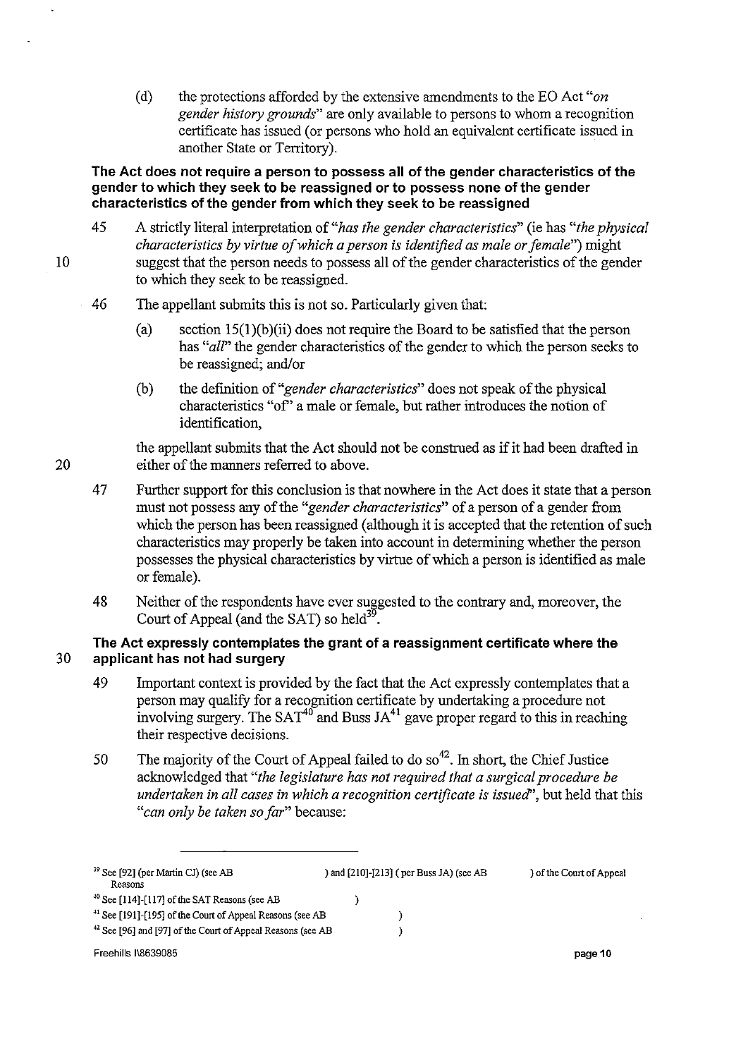(d) the protections afforded by the extensive amendments to the EO Act "*on gender history grounds*" are only available to persons to whom a recognition certificate has issued (or persons who hold an equivalent certificate issued in another State or Territory).

**The Act does not require a person to possess all of the gender characteristics of the gender to which they seek to be reassigned or to possess none of the gender characteristics of the gender from which they seek to be reassigned**

45 A strictly literal interpretation of "*has the gender characteristics*" (ie has "*the physical characteristics by virtue of which a person is identified as male or female*") might suggest that the person needs to possess all of the gender characteristics of the gender to which they seek to be reassigned.

46 The appellant submits this is not so. Particularly given that:

(a) section 15(1)(b)(ii) does not require the Board to be satisfied that the person has "*all*" the gender characteristics of the gender to which the person seeks to be reassigned; and/or

(b) the definition of "*gender characteristics*" does not speak of the physical characteristics "of" a male or female, but rather introduces the notion of identification,

the appellant submits that the Act should not be construed as if it had been drafted in either of the manners referred to above.

47 Further support for this conclusion is that nowhere in the Act does it state that a person must not possess any of the "*gender characteristics*" of a person of a gender from which the person has been reassigned (although it is accepted that the retention of such characteristics may properly be taken into account in determining whether the person possesses the physical characteristics by virtue of which a person is identified as male or female).

48 Neither of the respondents have ever suggested to the contrary and, moreover, the Court of Appeal (and the SAT) so held[39].

**The Act expressly contemplates the grant of a reassignment certificate where the applicant has not had surgery**

49 Important context is provided by the fact that the Act expressly contemplates that a person may qualify for a recognition certificate by undertaking a procedure not involving surgery. The SAT[40] and Buss JA[41] gave proper regard to this in reaching their respective decisions.

50 The majority of the Court of Appeal failed to do so[42]. In short, the Chief Justice acknowledged that "*the legislature has not required that a surgical procedure be undertaken in all cases in which a recognition certificate is issued*", but held that this "*can only be taken so far*" because:

---

[39] See [92] (per Martin CJ) (see AB ) and [210]-[213] ( per Buss JA) (see AB ) of the Court of Appeal Reasons

[40] See [114]-[117] of the SAT Reasons (see AB )

[41] See [191]-[195] of the Court of Appeal Reasons (see AB )

[42] See [96] and [97] of the Court of Appeal Reasons (see AB )

Freehills I\8639085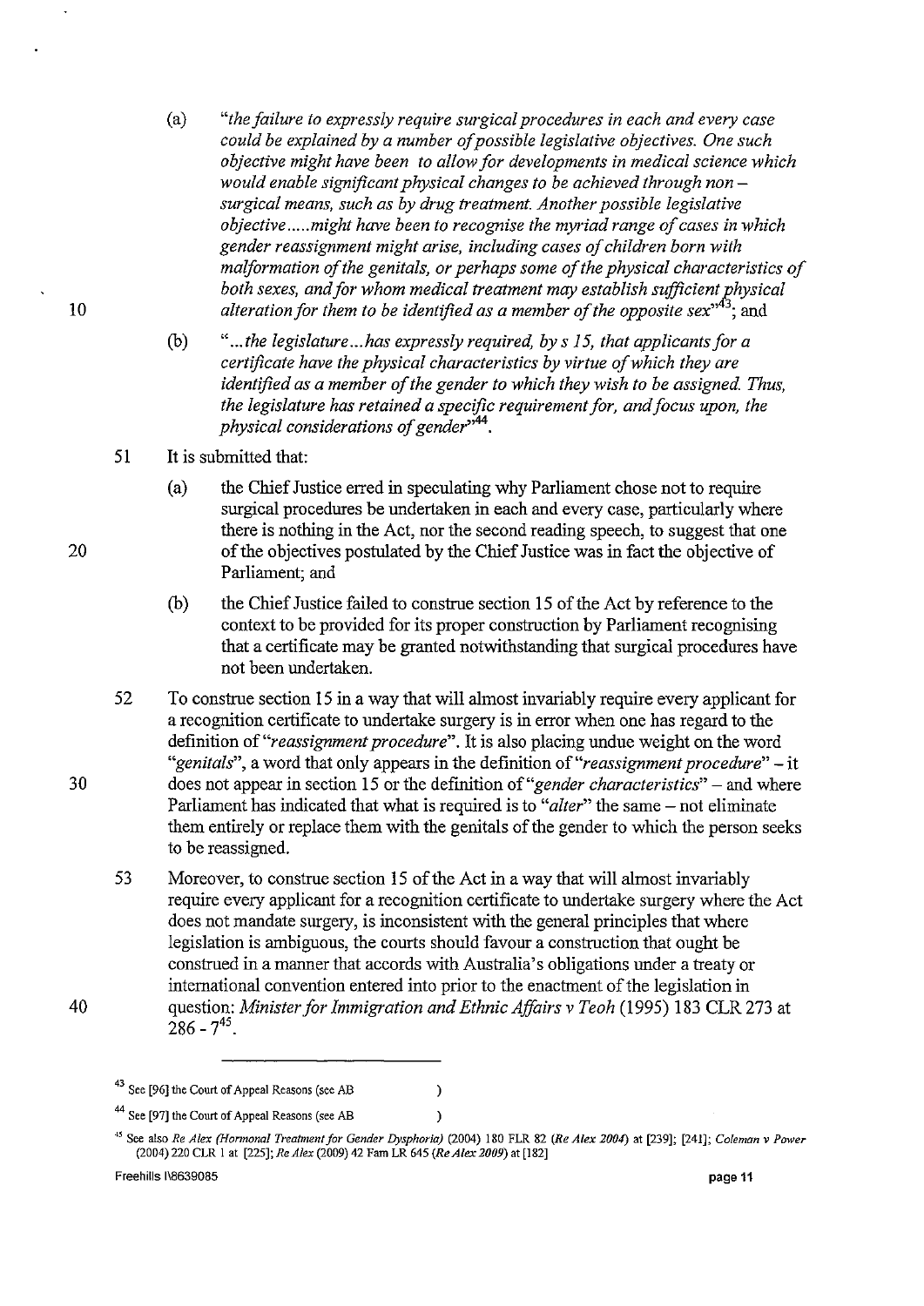(a) *"the failure to expressly require surgical procedures in each and every case could be explained by a number of possible legislative objectives. One such objective might have been to allow for developments in medical science which would enable significant physical changes to be achieved through non – surgical means, such as by drug treatment. Another possible legislative objective.....might have been to recognise the myriad range of cases in which gender reassignment might arise, including cases of children born with malformation of the genitals, or perhaps some of the physical characteristics of both sexes, and for whom medical treatment may establish sufficient physical alteration for them to be identified as a member of the opposite sex"*[43]; and

(b) *"...the legislature...has expressly required, by s 15, that applicants for a certificate have the physical characteristics by virtue of which they are identified as a member of the gender to which they wish to be assigned. Thus, the legislature has retained a specific requirement for, and focus upon, the physical considerations of gender"*[44].

51 It is submitted that:

(a) the Chief Justice erred in speculating why Parliament chose not to require surgical procedures be undertaken in each and every case, particularly where there is nothing in the Act, nor the second reading speech, to suggest that one of the objectives postulated by the Chief Justice was in fact the objective of Parliament; and

(b) the Chief Justice failed to construe section 15 of the Act by reference to the context to be provided for its proper construction by Parliament recognising that a certificate may be granted notwithstanding that surgical procedures have not been undertaken.

52 To construe section 15 in a way that will almost invariably require every applicant for a recognition certificate to undertake surgery is in error when one has regard to the definition of *"reassignment procedure"*. It is also placing undue weight on the word *"genitals"*, a word that only appears in the definition of *"reassignment procedure"* – it does not appear in section 15 or the definition of *"gender characteristics"* – and where Parliament has indicated that what is required is to *"alter"* the same – not eliminate them entirely or replace them with the genitals of the gender to which the person seeks to be reassigned.

53 Moreover, to construe section 15 of the Act in a way that will almost invariably require every applicant for a recognition certificate to undertake surgery where the Act does not mandate surgery, is inconsistent with the general principles that where legislation is ambiguous, the courts should favour a construction that ought be construed in a manner that accords with Australia's obligations under a treaty or international convention entered into prior to the enactment of the legislation in question: *Minister for Immigration and Ethnic Affairs v Teoh* (1995) 183 CLR 273 at 286 - 7[45].

---

[43] See [96] the Court of Appeal Reasons (see AB )

[44] See [97] the Court of Appeal Reasons (see AB )

[45] See also *Re Alex (Hormonal Treatment for Gender Dysphoria)* (2004) 180 FLR 82 (*Re Alex 2004*) at [239]; [241]; *Coleman v Power* (2004) 220 CLR 1 at [225]; *Re Alex* (2009) 42 Fam LR 645 (*Re Alex 2009*) at [182]

Freehills I\8639085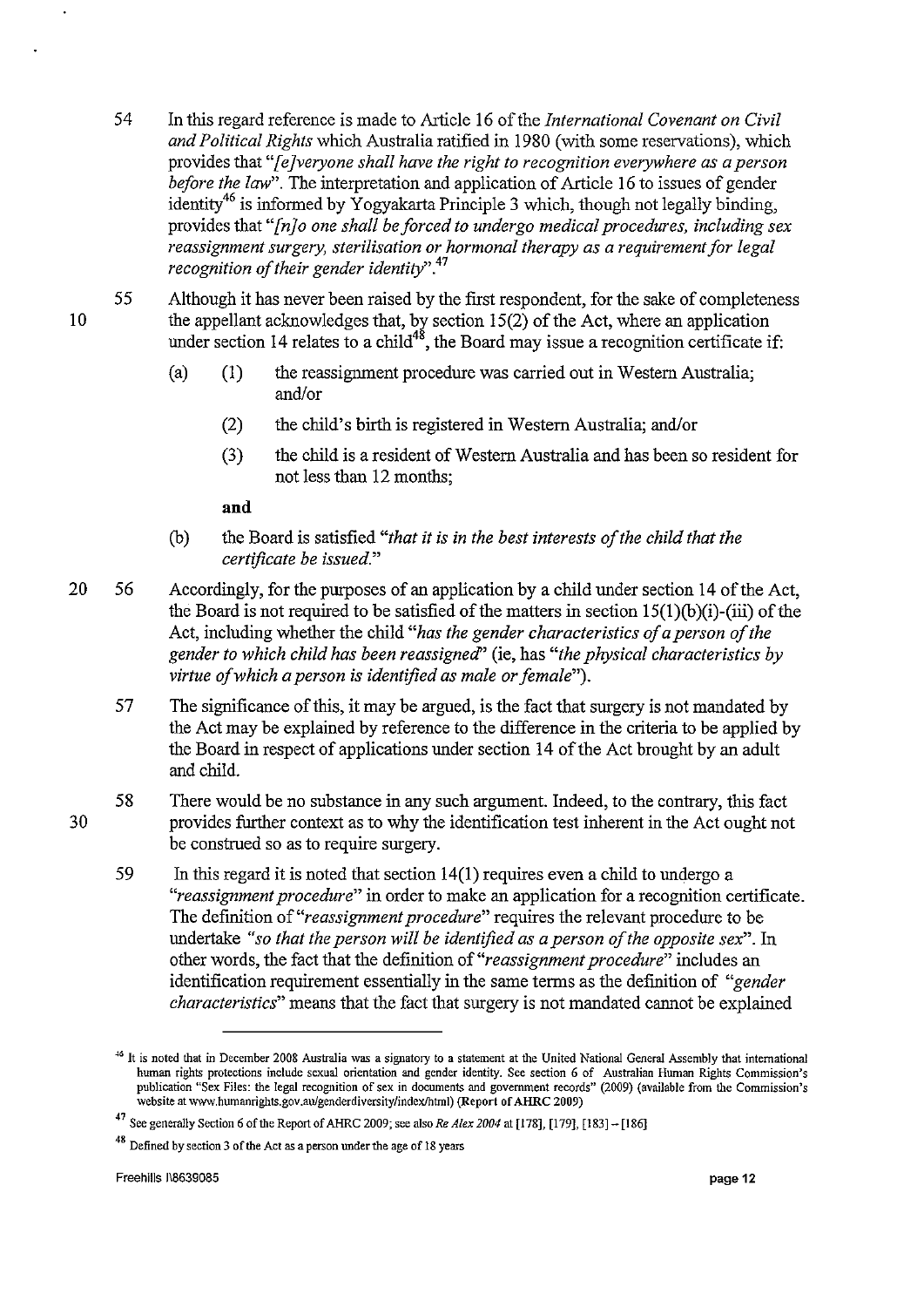54 In this regard reference is made to Article 16 of the *International Covenant on Civil and Political Rights* which Australia ratified in 1980 (with some reservations), which provides that "*[e]veryone shall have the right to recognition everywhere as a person before the law*". The interpretation and application of Article 16 to issues of gender identity[46] is informed by Yogyakarta Principle 3 which, though not legally binding, provides that "*[n]o one shall be forced to undergo medical procedures, including sex reassignment surgery, sterilisation or hormonal therapy as a requirement for legal recognition of their gender identity*".[47]

55 Although it has never been raised by the first respondent, for the sake of completeness the appellant acknowledges that, by section 15(2) of the Act, where an application under section 14 relates to a child[48], the Board may issue a recognition certificate if:

(a) (1) the reassignment procedure was carried out in Western Australia; and/or

(2) the child's birth is registered in Western Australia; and/or

(3) the child is a resident of Western Australia and has been so resident for not less than 12 months;

**and**

(b) the Board is satisfied "*that it is in the best interests of the child that the certificate be issued.*"

56 Accordingly, for the purposes of an application by a child under section 14 of the Act, the Board is not required to be satisfied of the matters in section 15(1)(b)(i)-(iii) of the Act, including whether the child "*has the gender characteristics of a person of the gender to which child has been reassigned*" (ie, has "*the physical characteristics by virtue of which a person is identified as male or female*").

57 The significance of this, it may be argued, is the fact that surgery is not mandated by the Act may be explained by reference to the difference in the criteria to be applied by the Board in respect of applications under section 14 of the Act brought by an adult and child.

58 There would be no substance in any such argument. Indeed, to the contrary, this fact provides further context as to why the identification test inherent in the Act ought not be construed so as to require surgery.

59 In this regard it is noted that section 14(1) requires even a child to undergo a "*reassignment procedure*" in order to make an application for a recognition certificate. The definition of "*reassignment procedure*" requires the relevant procedure to be undertake "*so that the person will be identified as a person of the opposite sex*". In other words, the fact that the definition of "*reassignment procedure*" includes an identification requirement essentially in the same terms as the definition of "*gender characteristics*" means that the fact that surgery is not mandated cannot be explained

---

[46] It is noted that in December 2008 Australia was a signatory to a statement at the United National General Assembly that international human rights protections include sexual orientation and gender identity. See section 6 of Australian Human Rights Commission's publication "Sex Files: the legal recognition of sex in documents and government records" (2009) (available from the Commission's website at www.humanrights.gov.au/genderdiversity/index/html) (**Report of AHRC 2009**)

[47] See generally Section 6 of the Report of AHRC 2009; see also *Re Alex 2004* at [178], [179], [183] – [186]

[48] Defined by section 3 of the Act as a person under the age of 18 years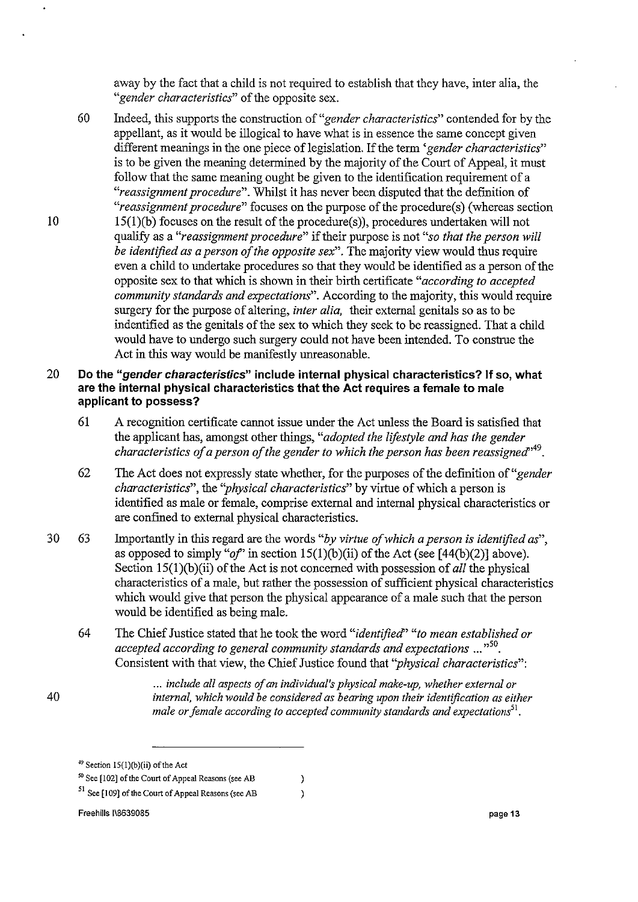away by the fact that a child is not required to establish that they have, inter alia, the *"gender characteristics"* of the opposite sex.

60 Indeed, this supports the construction of *"gender characteristics"* contended for by the appellant, as it would be illogical to have what is in essence the same concept given different meanings in the one piece of legislation. If the term *'gender characteristics"* is to be given the meaning determined by the majority of the Court of Appeal, it must follow that the same meaning ought be given to the identification requirement of a *"reassignment procedure"*. Whilst it has never been disputed that the definition of *"reassignment procedure"* focuses on the purpose of the procedure(s) (whereas section 15(1)(b) focuses on the result of the procedure(s)), procedures undertaken will not qualify as a *"reassignment procedure"* if their purpose is not *"so that the person will be identified as a person of the opposite sex"*. The majority view would thus require even a child to undertake procedures so that they would be identified as a person of the opposite sex to that which is shown in their birth certificate *"according to accepted community standards and expectations"*. According to the majority, this would require surgery for the purpose of altering, *inter alia,* their external genitals so as to be indentified as the genitals of the sex to which they seek to be reassigned. That a child would have to undergo such surgery could not have been intended. To construe the Act in this way would be manifestly unreasonable.

### Do the *"gender characteristics"* include internal physical characteristics? If so, what are the internal physical characteristics that the Act requires a female to male applicant to possess?

61 A recognition certificate cannot issue under the Act unless the Board is satisfied that the applicant has, amongst other things, *"adopted the lifestyle and has the gender characteristics of a person of the gender to which the person has been reassigned"*[49].

62 The Act does not expressly state whether, for the purposes of the definition of *"gender characteristics"*, the *"physical characteristics"* by virtue of which a person is identified as male or female, comprise external and internal physical characteristics or are confined to external physical characteristics.

63 Importantly in this regard are the words *"by virtue of which a person is identified as"*, as opposed to simply *"of"* in section 15(1)(b)(ii) of the Act (see [44(b)(2)] above). Section 15(1)(b)(ii) of the Act is not concerned with possession of *all* the physical characteristics of a male, but rather the possession of sufficient physical characteristics which would give that person the physical appearance of a male such that the person would be identified as being male.

64 The Chief Justice stated that he took the word *"identified"* *"to mean established or accepted according to general community standards and expectations ..."*[50]. Consistent with that view, the Chief Justice found that *"physical characteristics"*:

> *... include all aspects of an individual's physical make-up, whether external or internal, which would be considered as bearing upon their identification as either male or female according to accepted community standards and expectations*[51].

---

[49] Section 15(1)(b)(ii) of the Act

[50] See [102] of the Court of Appeal Reasons (see AB )

[51] See [109] of the Court of Appeal Reasons (see AB )

Freehills I\8639085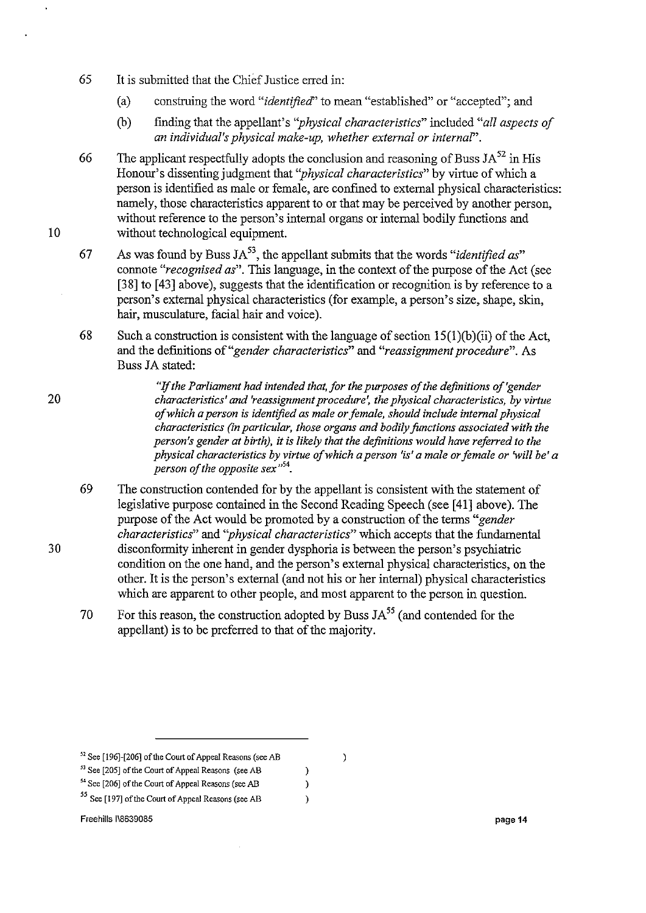65 It is submitted that the Chief Justice erred in:

(a) construing the word *"identified"* to mean "established" or "accepted"; and

(b) finding that the appellant's *"physical characteristics"* included *"all aspects of an individual's physical make-up, whether external or internal"*.

66 The applicant respectfully adopts the conclusion and reasoning of Buss JA[52] in His Honour's dissenting judgment that *"physical characteristics"* by virtue of which a person is identified as male or female, are confined to external physical characteristics: namely, those characteristics apparent to or that may be perceived by another person, without reference to the person's internal organs or internal bodily functions and without technological equipment.

67 As was found by Buss JA[53], the appellant submits that the words *"identified as"* connote *"recognised as"*. This language, in the context of the purpose of the Act (see [38] to [43] above), suggests that the identification or recognition is by reference to a person's external physical characteristics (for example, a person's size, shape, skin, hair, musculature, facial hair and voice).

68 Such a construction is consistent with the language of section 15(1)(b)(ii) of the Act, and the definitions of *"gender characteristics"* and *"reassignment procedure"*. As Buss JA stated:

> *"If the Parliament had intended that, for the purposes of the definitions of 'gender characteristics' and 'reassignment procedure', the physical characteristics, by virtue of which a person is identified as male or female, should include internal physical characteristics (in particular, those organs and bodily functions associated with the person's gender at birth), it is likely that the definitions would have referred to the physical characteristics by virtue of which a person 'is' a male or female or 'will be' a person of the opposite sex"*[54].

69 The construction contended for by the appellant is consistent with the statement of legislative purpose contained in the Second Reading Speech (see [41] above). The purpose of the Act would be promoted by a construction of the terms *"gender characteristics"* and *"physical characteristics"* which accepts that the fundamental disconformity inherent in gender dysphoria is between the person's psychiatric condition on the one hand, and the person's external physical characteristics, on the other. It is the person's external (and not his or her internal) physical characteristics which are apparent to other people, and most apparent to the person in question.

70 For this reason, the construction adopted by Buss JA[55] (and contended for the appellant) is to be preferred to that of the majority.

---

[52] See [196]-[206] of the Court of Appeal Reasons (see AB )

[53] See [205] of the Court of Appeal Reasons (see AB )

[54] See [206] of the Court of Appeal Reasons (see AB )

[55] See [197] of the Court of Appeal Reasons (see AB )

Freehills I\8639085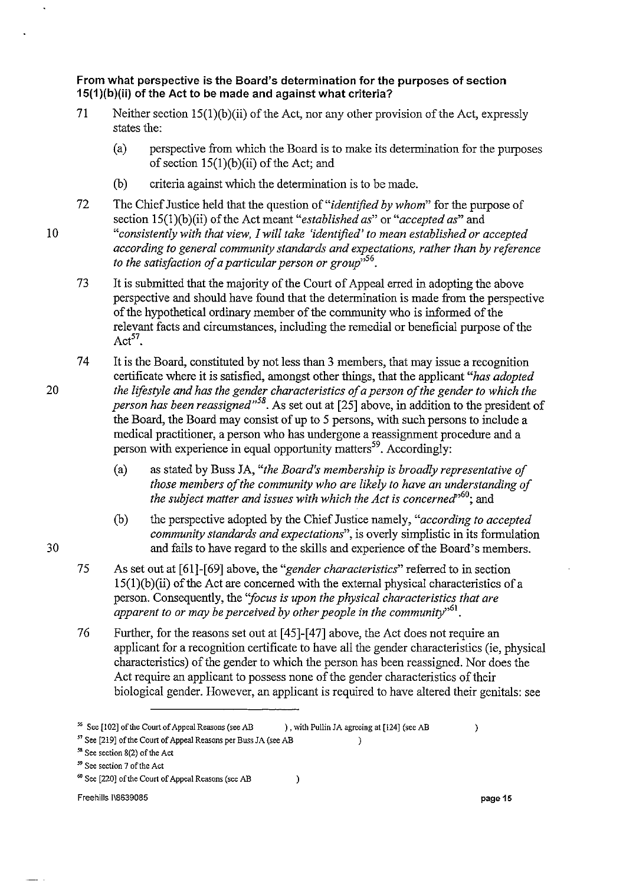**From what perspective is the Board's determination for the purposes of section 15(1)(b)(ii) of the Act to be made and against what criteria?**

71 Neither section 15(1)(b)(ii) of the Act, nor any other provision of the Act, expressly states the:

(a) perspective from which the Board is to make its determination for the purposes of section 15(1)(b)(ii) of the Act; and

(b) criteria against which the determination is to be made.

72 The Chief Justice held that the question of "*identified by whom*" for the purpose of section 15(1)(b)(ii) of the Act meant "*established as*" or "*accepted as*" and "*consistently with that view, I will take 'identified' to mean established or accepted according to general community standards and expectations, rather than by reference to the satisfaction of a particular person or group*"[56].

73 It is submitted that the majority of the Court of Appeal erred in adopting the above perspective and should have found that the determination is made from the perspective of the hypothetical ordinary member of the community who is informed of the relevant facts and circumstances, including the remedial or beneficial purpose of the Act[57].

74 It is the Board, constituted by not less than 3 members, that may issue a recognition certificate where it is satisfied, amongst other things, that the applicant "*has adopted the lifestyle and has the gender characteristics of a person of the gender to which the person has been reassigned*"[58]. As set out at [25] above, in addition to the president of the Board, the Board may consist of up to 5 persons, with such persons to include a medical practitioner, a person who has undergone a reassignment procedure and a person with experience in equal opportunity matters[59]. Accordingly:

(a) as stated by Buss JA, "*the Board's membership is broadly representative of those members of the community who are likely to have an understanding of the subject matter and issues with which the Act is concerned*"[60]; and

(b) the perspective adopted by the Chief Justice namely, "*according to accepted community standards and expectations*", is overly simplistic in its formulation and fails to have regard to the skills and experience of the Board's members.

75 As set out at [61]-[69] above, the "*gender characteristics*" referred to in section 15(1)(b)(ii) of the Act are concerned with the external physical characteristics of a person. Consequently, the "*focus is upon the physical characteristics that are apparent to or may be perceived by other people in the community*"[61].

76 Further, for the reasons set out at [45]-[47] above, the Act does not require an applicant for a recognition certificate to have all the gender characteristics (ie, physical characteristics) of the gender to which the person has been reassigned. Nor does the Act require an applicant to possess none of the gender characteristics of their biological gender. However, an applicant is required to have altered their genitals: see

---

[56] See [102] of the Court of Appeal Reasons (see AB ), with Pullin JA agreeing at [124] (see AB )

[57] See [219] of the Court of Appeal Reasons per Buss JA (see AB )

[58] See section 8(2) of the Act

[59] See section 7 of the Act

[60] See [220] of the Court of Appeal Reasons (see AB )

Freehills I\8639085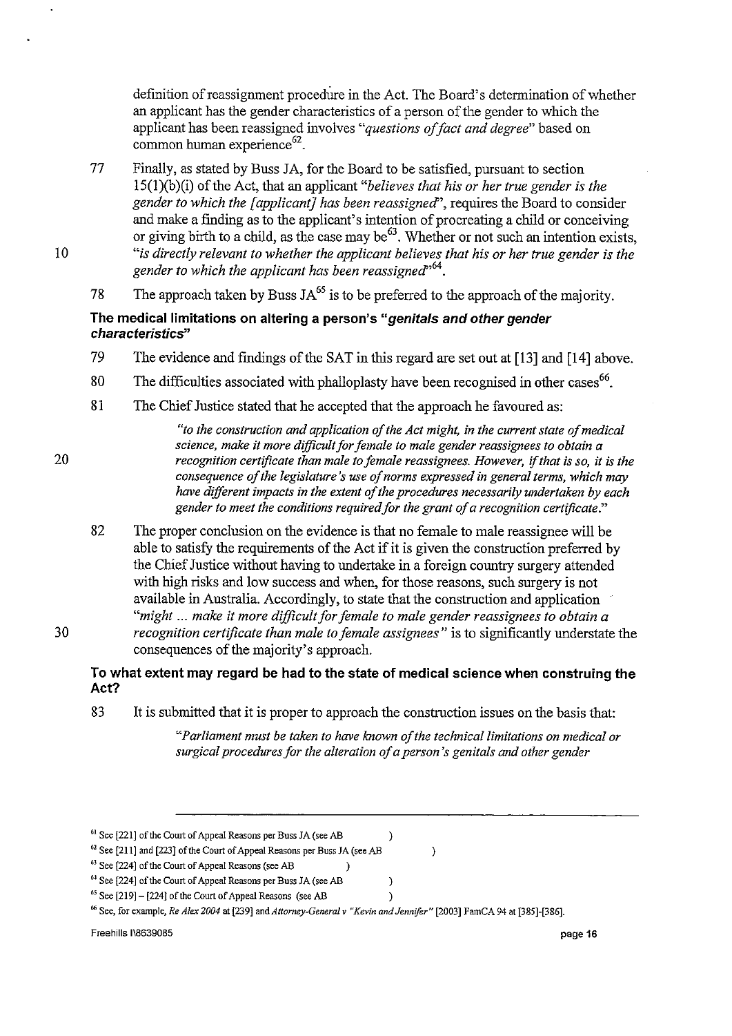definition of reassignment procedure in the Act. The Board's determination of whether an applicant has the gender characteristics of a person of the gender to which the applicant has been reassigned involves "*questions of fact and degree*" based on common human experience[62].

77 Finally, as stated by Buss JA, for the Board to be satisfied, pursuant to section 15(1)(b)(i) of the Act, that an applicant "*believes that his or her true gender is the gender to which the [applicant] has been reassigned*", requires the Board to consider and make a finding as to the applicant's intention of procreating a child or conceiving or giving birth to a child, as the case may be[63]. Whether or not such an intention exists, "*is directly relevant to whether the applicant believes that his or her true gender is the gender to which the applicant has been reassigned*"[64].

78 The approach taken by Buss JA[65] is to be preferred to the approach of the majority.

### The medical limitations on altering a person's "*genitals and other gender characteristics*"

79 The evidence and findings of the SAT in this regard are set out at [13] and [14] above.

80 The difficulties associated with phalloplasty have been recognised in other cases[66].

81 The Chief Justice stated that he accepted that the approach he favoured as:

> "*to the construction and application of the Act might, in the current state of medical science, make it more difficult for female to male gender reassignees to obtain a recognition certificate than male to female reassignees. However, if that is so, it is the consequence of the legislature's use of norms expressed in general terms, which may have different impacts in the extent of the procedures necessarily undertaken by each gender to meet the conditions required for the grant of a recognition certificate.*"

82 The proper conclusion on the evidence is that no female to male reassignee will be able to satisfy the requirements of the Act if it is given the construction preferred by the Chief Justice without having to undertake in a foreign country surgery attended with high risks and low success and when, for those reasons, such surgery is not available in Australia. Accordingly, to state that the construction and application "*might ... make it more difficult for female to male gender reassignees to obtain a recognition certificate than male to female assignees*" is to significantly understate the consequences of the majority's approach.

### To what extent may regard be had to the state of medical science when construing the Act?

83 It is submitted that it is proper to approach the construction issues on the basis that:

> "*Parliament must be taken to have known of the technical limitations on medical or surgical procedures for the alteration of a person's genitals and other gender*

---

[61] See [221] of the Court of Appeal Reasons per Buss JA (see AB )

[62] See [211] and [223] of the Court of Appeal Reasons per Buss JA (see AB )

[63] See [224] of the Court of Appeal Reasons (see AB )

[64] See [224] of the Court of Appeal Reasons per Buss JA (see AB )

[65] See [219] – [224] of the Court of Appeal Reasons (see AB )

[66] See, for example, *Re Alex 2004* at [239] and *Attorney-General v "Kevin and Jennifer"* [2003] FamCA 94 at [385]-[386].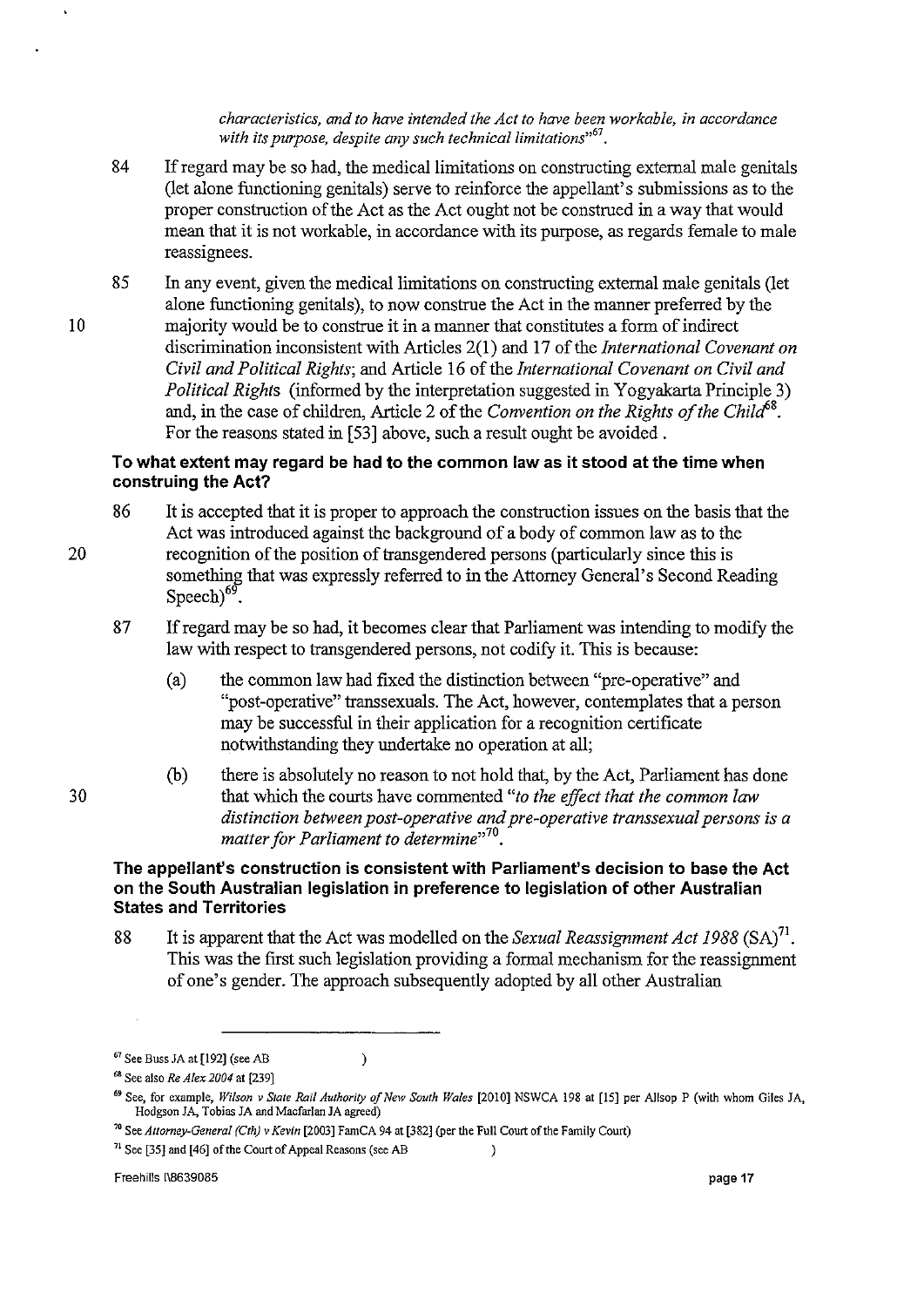*characteristics, and to have intended the Act to have been workable, in accordance with its purpose, despite any such technical limitations*"[67].

84 If regard may be so had, the medical limitations on constructing external male genitals (let alone functioning genitals) serve to reinforce the appellant's submissions as to the proper construction of the Act as the Act ought not be construed in a way that would mean that it is not workable, in accordance with its purpose, as regards female to male reassignees.

85 In any event, given the medical limitations on constructing external male genitals (let alone functioning genitals), to now construe the Act in the manner preferred by the majority would be to construe it in a manner that constitutes a form of indirect discrimination inconsistent with Articles 2(1) and 17 of the *International Covenant on Civil and Political Rights*; and Article 16 of the *International Covenant on Civil and Political Rights* (informed by the interpretation suggested in Yogyakarta Principle 3) and, in the case of children, Article 2 of the *Convention on the Rights of the Child*[68]. For the reasons stated in [53] above, such a result ought be avoided .

### To what extent may regard be had to the common law as it stood at the time when construing the Act?

86 It is accepted that it is proper to approach the construction issues on the basis that the Act was introduced against the background of a body of common law as to the recognition of the position of transgendered persons (particularly since this is something that was expressly referred to in the Attorney General's Second Reading Speech)[69].

87 If regard may be so had, it becomes clear that Parliament was intending to modify the law with respect to transgendered persons, not codify it. This is because:

(a) the common law had fixed the distinction between "pre-operative" and "post-operative" transsexuals. The Act, however, contemplates that a person may be successful in their application for a recognition certificate notwithstanding they undertake no operation at all;

(b) there is absolutely no reason to not hold that, by the Act, Parliament has done that which the courts have commented "*to the effect that the common law distinction between post-operative and pre-operative transsexual persons is a matter for Parliament to determine*"[70].

### The appellant's construction is consistent with Parliament's decision to base the Act on the South Australian legislation in preference to legislation of other Australian States and Territories

88 It is apparent that the Act was modelled on the *Sexual Reassignment Act 1988* (SA)[71]. This was the first such legislation providing a formal mechanism for the reassignment of one's gender. The approach subsequently adopted by all other Australian

---

[67] See Buss JA at [192] (see AB )

[68] See also *Re Alex 2004* at [239]

[69] See, for example, *Wilson v State Rail Authority of New South Wales* [2010] NSWCA 198 at [15] per Allsop P (with whom Giles JA, Hodgson JA, Tobias JA and Macfarlan JA agreed)

[70] See *Attorney-General (Cth) v Kevin* [2003] FamCA 94 at [382] (per the Full Court of the Family Court)

[71] See [35] and [46] of the Court of Appeal Reasons (see AB )

Freehills I\8639085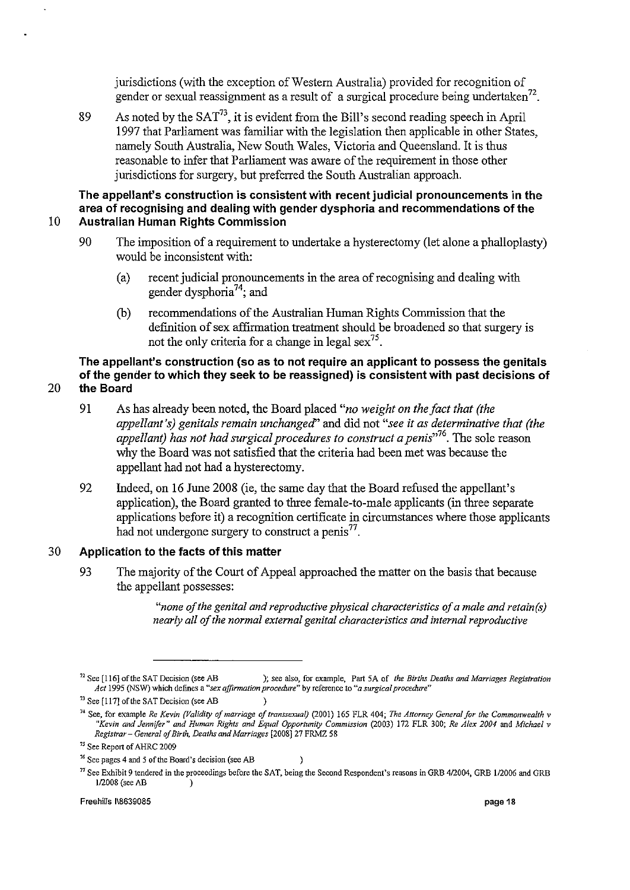jurisdictions (with the exception of Western Australia) provided for recognition of gender or sexual reassignment as a result of a surgical procedure being undertaken[72].

89 As noted by the SAT[73], it is evident from the Bill's second reading speech in April 1997 that Parliament was familiar with the legislation then applicable in other States, namely South Australia, New South Wales, Victoria and Queensland. It is thus reasonable to infer that Parliament was aware of the requirement in those other jurisdictions for surgery, but preferred the South Australian approach.

**The appellant's construction is consistent with recent judicial pronouncements in the area of recognising and dealing with gender dysphoria and recommendations of the Australian Human Rights Commission**

90 The imposition of a requirement to undertake a hysterectomy (let alone a phalloplasty) would be inconsistent with:

(a) recent judicial pronouncements in the area of recognising and dealing with gender dysphoria[74]; and

(b) recommendations of the Australian Human Rights Commission that the definition of sex affirmation treatment should be broadened so that surgery is not the only criteria for a change in legal sex[75].

**The appellant's construction (so as to not require an applicant to possess the genitals of the gender to which they seek to be reassigned) is consistent with past decisions of the Board**

91 As has already been noted, the Board placed *"no weight on the fact that (the appellant's) genitals remain unchanged"* and did not *"see it as determinative that (the appellant) has not had surgical procedures to construct a penis"*[76]. The sole reason why the Board was not satisfied that the criteria had been met was because the appellant had not had a hysterectomy.

92 Indeed, on 16 June 2008 (ie, the same day that the Board refused the appellant's application), the Board granted to three female-to-male applicants (in three separate applications before it) a recognition certificate in circumstances where those applicants had not undergone surgery to construct a penis[77].

**Application to the facts of this matter**

93 The majority of the Court of Appeal approached the matter on the basis that because the appellant possesses:

> *"none of the genital and reproductive physical characteristics of a male and retain(s) nearly all of the normal external genital characteristics and internal reproductive*

---

[72] See [116] of the SAT Decision (see AB ); see also, for example, Part 5A of *the Births Deaths and Marriages Registration Act* 1995 (NSW) which defines a *"sex affirmation procedure"* by reference to *"a surgical procedure"*

[73] See [117] of the SAT Decision (see AB )

[74] See, for example *Re Kevin (Validity of marriage of transsexual)* (2001) 165 FLR 404; *The Attorney General for the Commonwealth v "Kevin and Jennifer" and Human Rights and Equal Opportunity Commission* (2003) 172 FLR 300; *Re Alex 2004* and *Michael v Registrar – General of Birth, Deaths and Marriages* [2008] 27 FRMZ 58

[75] See Report of AHRC 2009

[76] See pages 4 and 5 of the Board's decision (see AB )

[77] See Exhibit 9 tendered in the proceedings before the SAT, being the Second Respondent's reasons in GRB 4/2004, GRB 1/2006 and GRB 1/2008 (see AB )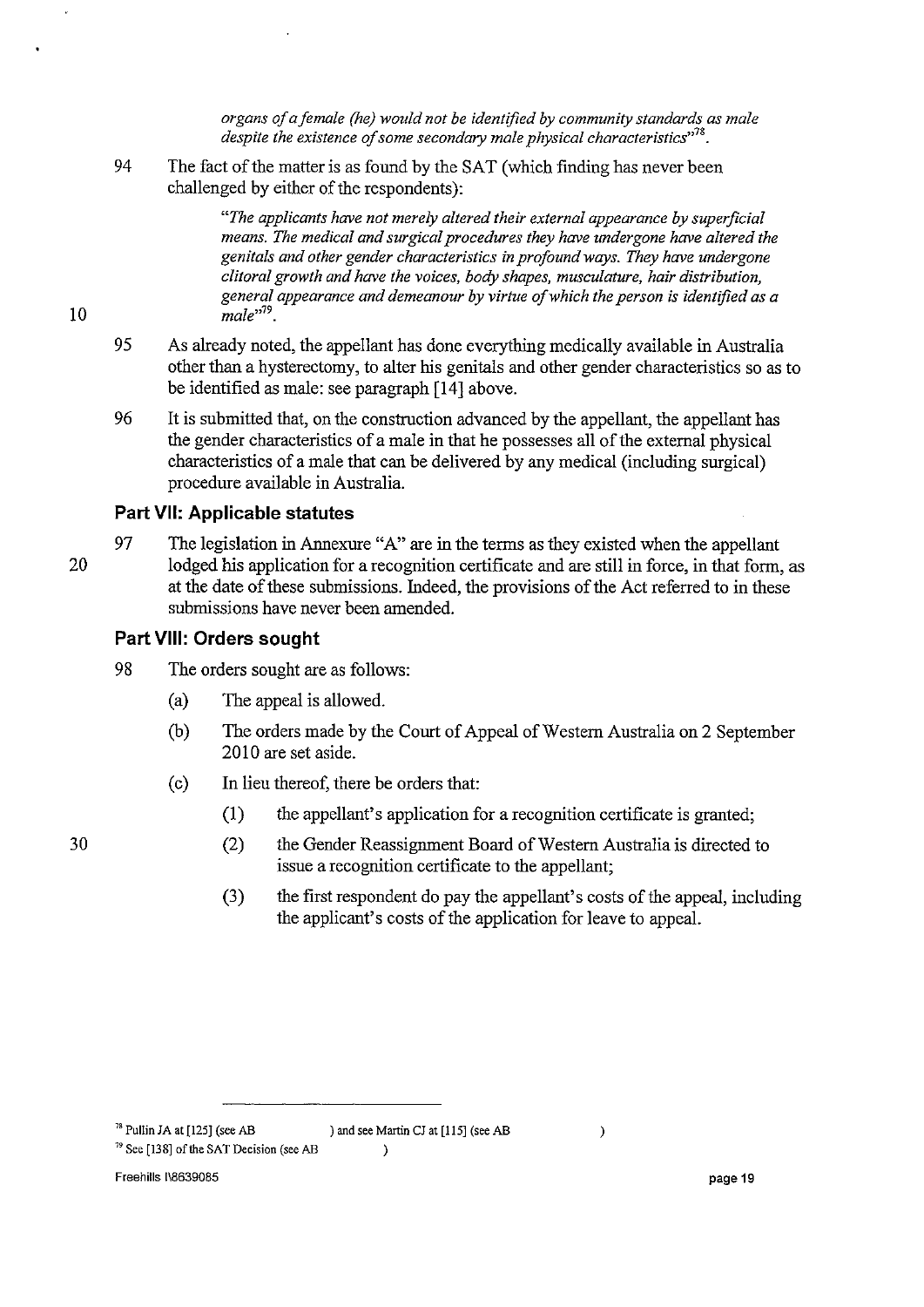> *organs of a female (he) would not be identified by community standards as male despite the existence of some secondary male physical characteristics*"[78].

94 The fact of the matter is as found by the SAT (which finding has never been challenged by either of the respondents):

> "*The applicants have not merely altered their external appearance by superficial means. The medical and surgical procedures they have undergone have altered the genitals and other gender characteristics in profound ways. They have undergone clitoral growth and have the voices, body shapes, musculature, hair distribution, general appearance and demeanour by virtue of which the person is identified as a male*"[79].

95 As already noted, the appellant has done everything medically available in Australia other than a hysterectomy, to alter his genitals and other gender characteristics so as to be identified as male: see paragraph [14] above.

96 It is submitted that, on the construction advanced by the appellant, the appellant has the gender characteristics of a male in that he possesses all of the external physical characteristics of a male that can be delivered by any medical (including surgical) procedure available in Australia.

## Part VII: Applicable statutes

97 The legislation in Annexure "A" are in the terms as they existed when the appellant lodged his application for a recognition certificate and are still in force, in that form, as at the date of these submissions. Indeed, the provisions of the Act referred to in these submissions have never been amended.

## Part VIII: Orders sought

98 The orders sought are as follows:

- (a) The appeal is allowed.
- (b) The orders made by the Court of Appeal of Western Australia on 2 September 2010 are set aside.
- (c) In lieu thereof, there be orders that:
  - (1) the appellant's application for a recognition certificate is granted;
  - (2) the Gender Reassignment Board of Western Australia is directed to issue a recognition certificate to the appellant;
  - (3) the first respondent do pay the appellant's costs of the appeal, including the applicant's costs of the application for leave to appeal.

---

[78] Pullin JA at [125] (see AB ) and see Martin CJ at [115] (see AB )

[79] See [138] of the SAT Decision (see AB )

Freehills I\8639085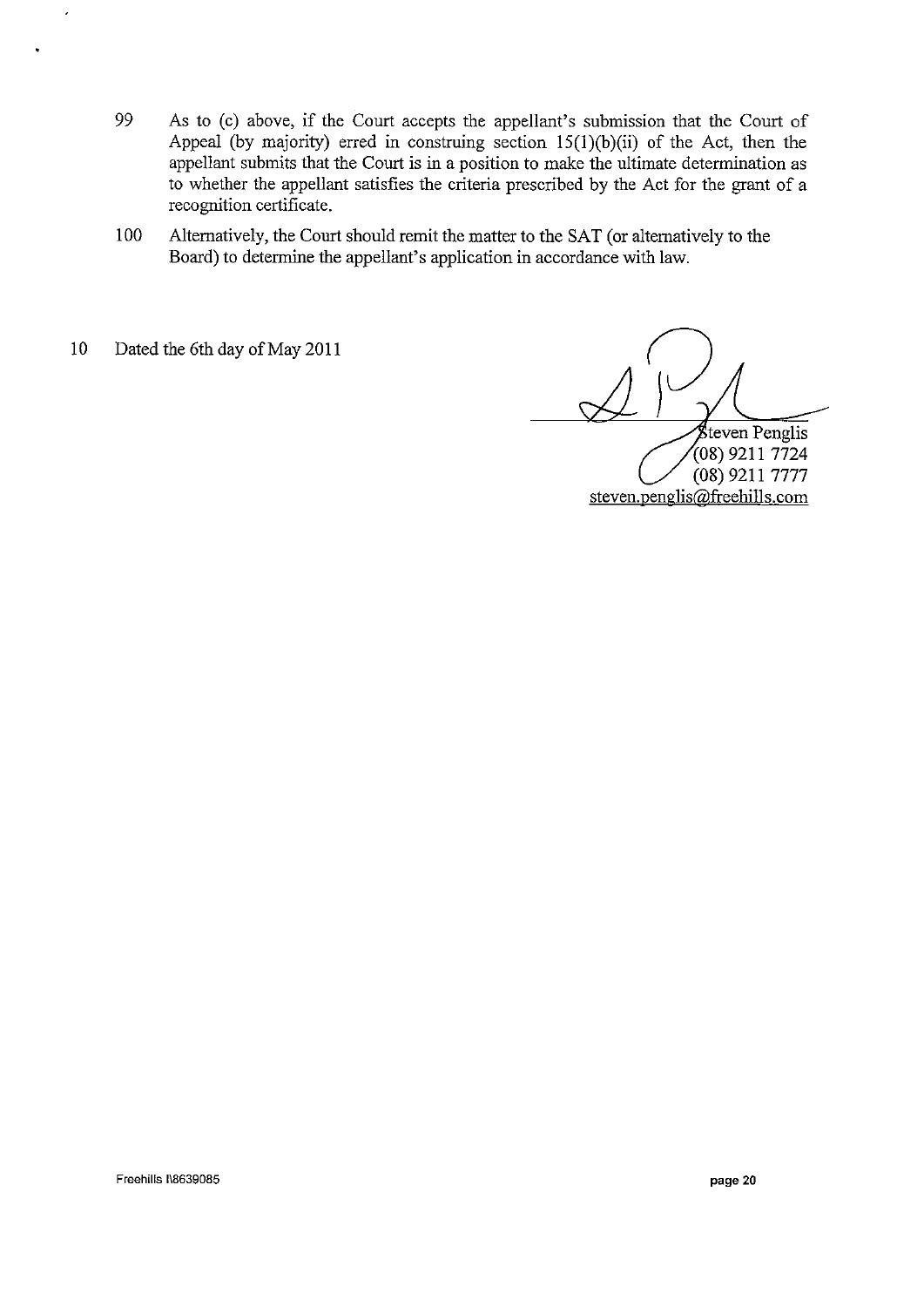99 As to (c) above, if the Court accepts the appellant's submission that the Court of Appeal (by majority) erred in construing section 15(1)(b)(ii) of the Act, then the appellant submits that the Court is in a position to make the ultimate determination as to whether the appellant satisfies the criteria prescribed by the Act for the grant of a recognition certificate.

100 Alternatively, the Court should remit the matter to the SAT (or alternatively to the Board) to determine the appellant's application in accordance with law.

10 Dated the 6th day of May 2011

Steven Penglis
(08) 9211 7724
(08) 9211 7777
steven.penglis@freehills.com

Freehills I\8639085